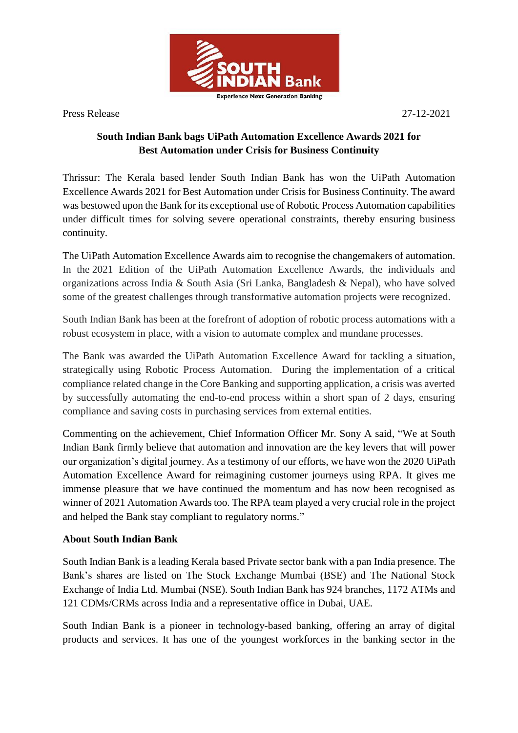SOUTH INDIAN Bank

Experience Next Generation Banking

Press Release 27-12-2021

## South Indian Bank bags UiPath Automation Excellence Awards 2021 for Best Automation under Crisis for Business Continuity

Thrissur: The Kerala based lender South Indian Bank has won the UiPath Automation Excellence Awards 2021 for Best Automation under Crisis for Business Continuity. The award was bestowed upon the Bank for its exceptional use of Robotic Process Automation capabilities under difficult times for solving severe operational constraints, thereby ensuring business continuity.

The UiPath Automation Excellence Awards aim to recognise the changemakers of automation. In the 2021 Edition of the UiPath Automation Excellence Awards, the individuals and organizations across India & South Asia (Sri Lanka, Bangladesh & Nepal), who have solved some of the greatest challenges through transformative automation projects were recognized.

South Indian Bank has been at the forefront of adoption of robotic process automations with a robust ecosystem in place, with a vision to automate complex and mundane processes.

The Bank was awarded the UiPath Automation Excellence Award for tackling a situation, strategically using Robotic Process Automation. During the implementation of a critical compliance related change in the Core Banking and supporting application, a crisis was averted by successfully automating the end-to-end process within a short span of 2 days, ensuring compliance and saving costs in purchasing services from external entities.

Commenting on the achievement, Chief Information Officer Mr. Sony A said, "We at South Indian Bank firmly believe that automation and innovation are the key levers that will power our organization's digital journey. As a testimony of our efforts, we have won the 2020 UiPath Automation Excellence Award for reimagining customer journeys using RPA. It gives me immense pleasure that we have continued the momentum and has now been recognised as winner of 2021 Automation Awards too. The RPA team played a very crucial role in the project and helped the Bank stay compliant to regulatory norms."

**About South Indian Bank**

South Indian Bank is a leading Kerala based Private sector bank with a pan India presence. The Bank's shares are listed on The Stock Exchange Mumbai (BSE) and The National Stock Exchange of India Ltd. Mumbai (NSE). South Indian Bank has 924 branches, 1172 ATMs and 121 CDMs/CRMs across India and a representative office in Dubai, UAE.

South Indian Bank is a pioneer in technology-based banking, offering an array of digital products and services. It has one of the youngest workforces in the banking sector in the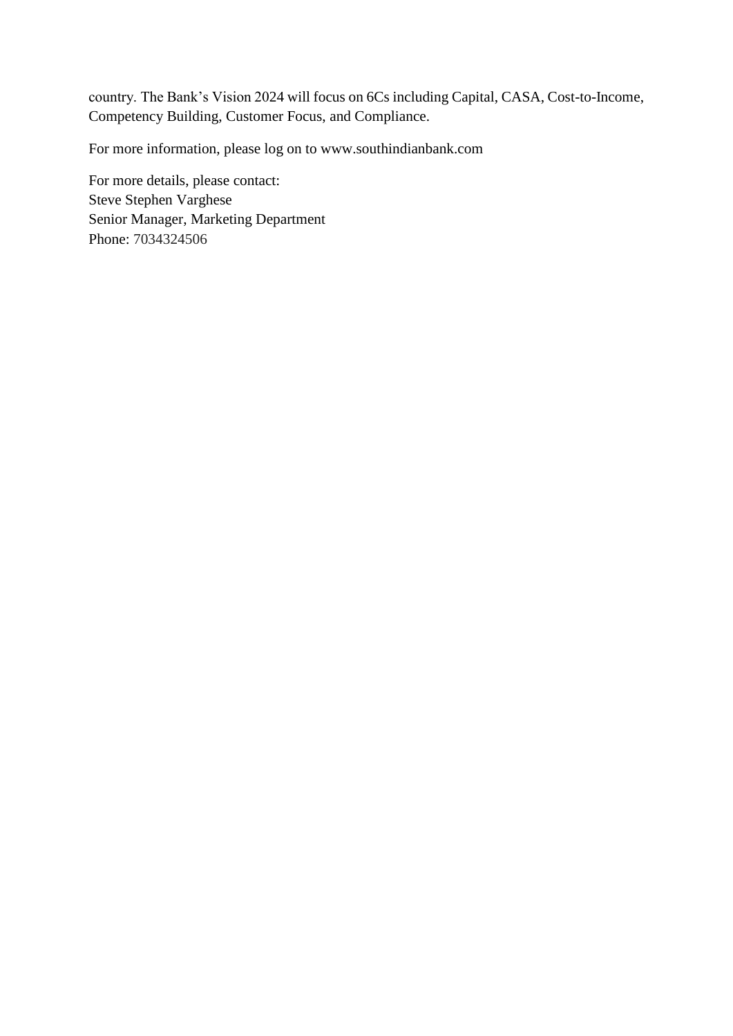country. The Bank's Vision 2024 will focus on 6Cs including Capital, CASA, Cost-to-Income, Competency Building, Customer Focus, and Compliance.

For more information, please log on to www.southindianbank.com

For more details, please contact:
Steve Stephen Varghese
Senior Manager, Marketing Department
Phone: 7034324506